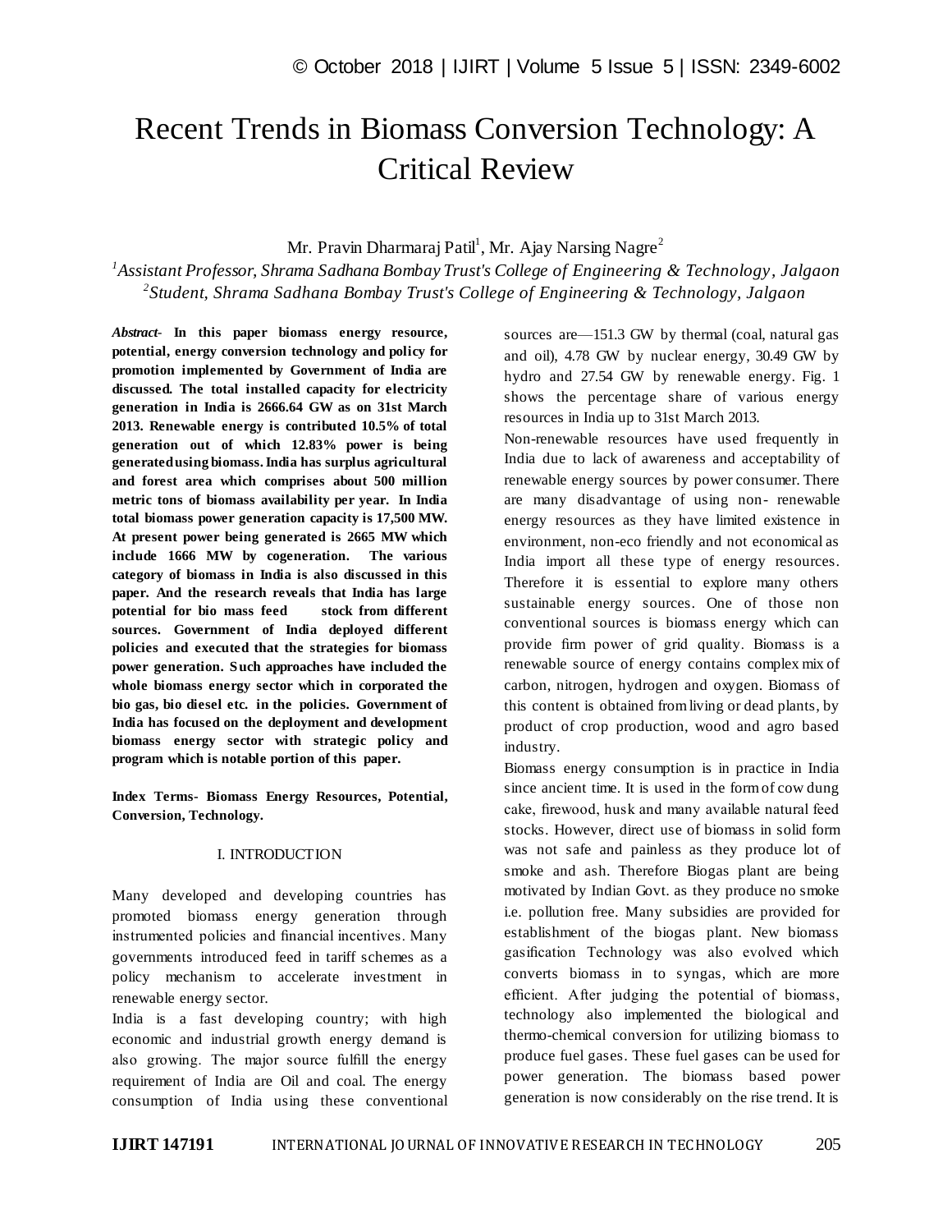# Recent Trends in Biomass Conversion Technology: A Critical Review

Mr. Pravin Dharmaraj Patil[1], Mr. Ajay Narsing Nagre[2]

[1]*Assistant Professor, Shrama Sadhana Bombay Trust's College of Engineering & Technology, Jalgaon*
[2]*Student, Shrama Sadhana Bombay Trust's College of Engineering & Technology, Jalgaon*

***Abstract-*** **In this paper biomass energy resource, potential, energy conversion technology and policy for promotion implemented by Government of India are discussed. The total installed capacity for electricity generation in India is 2666.64 GW as on 31st March 2013. Renewable energy is contributed 10.5% of total generation out of which 12.83% power is being generated using biomass. India has surplus agricultural and forest area which comprises about 500 million metric tons of biomass availability per year. In India total biomass power generation capacity is 17,500 MW. At present power being generated is 2665 MW which include 1666 MW by cogeneration. The various category of biomass in India is also discussed in this paper. And the research reveals that India has large potential for bio mass feed stock from different sources. Government of India deployed different policies and executed that the strategies for biomass power generation. Such approaches have included the whole biomass energy sector which in corporated the bio gas, bio diesel etc. in the policies. Government of India has focused on the deployment and development biomass energy sector with strategic policy and program which is notable portion of this paper.**

**Index Terms- Biomass Energy Resources, Potential, Conversion, Technology.**

## I. INTRODUCTION

Many developed and developing countries has promoted biomass energy generation through instrumented policies and financial incentives. Many governments introduced feed in tariff schemes as a policy mechanism to accelerate investment in renewable energy sector.

India is a fast developing country; with high economic and industrial growth energy demand is also growing. The major source fulfill the energy requirement of India are Oil and coal. The energy consumption of India using these conventional sources are—151.3 GW by thermal (coal, natural gas and oil), 4.78 GW by nuclear energy, 30.49 GW by hydro and 27.54 GW by renewable energy. Fig. 1 shows the percentage share of various energy resources in India up to 31st March 2013.

Non-renewable resources have used frequently in India due to lack of awareness and acceptability of renewable energy sources by power consumer. There are many disadvantage of using non- renewable energy resources as they have limited existence in environment, non-eco friendly and not economical as India import all these type of energy resources. Therefore it is essential to explore many others sustainable energy sources. One of those non conventional sources is biomass energy which can provide firm power of grid quality. Biomass is a renewable source of energy contains complex mix of carbon, nitrogen, hydrogen and oxygen. Biomass of this content is obtained from living or dead plants, by product of crop production, wood and agro based industry.

Biomass energy consumption is in practice in India since ancient time. It is used in the form of cow dung cake, firewood, husk and many available natural feed stocks. However, direct use of biomass in solid form was not safe and painless as they produce lot of smoke and ash. Therefore Biogas plant are being motivated by Indian Govt. as they produce no smoke i.e. pollution free. Many subsidies are provided for establishment of the biogas plant. New biomass gasification Technology was also evolved which converts biomass in to syngas, which are more efficient. After judging the potential of biomass, technology also implemented the biological and thermo-chemical conversion for utilizing biomass to produce fuel gases. These fuel gases can be used for power generation. The biomass based power generation is now considerably on the rise trend. It is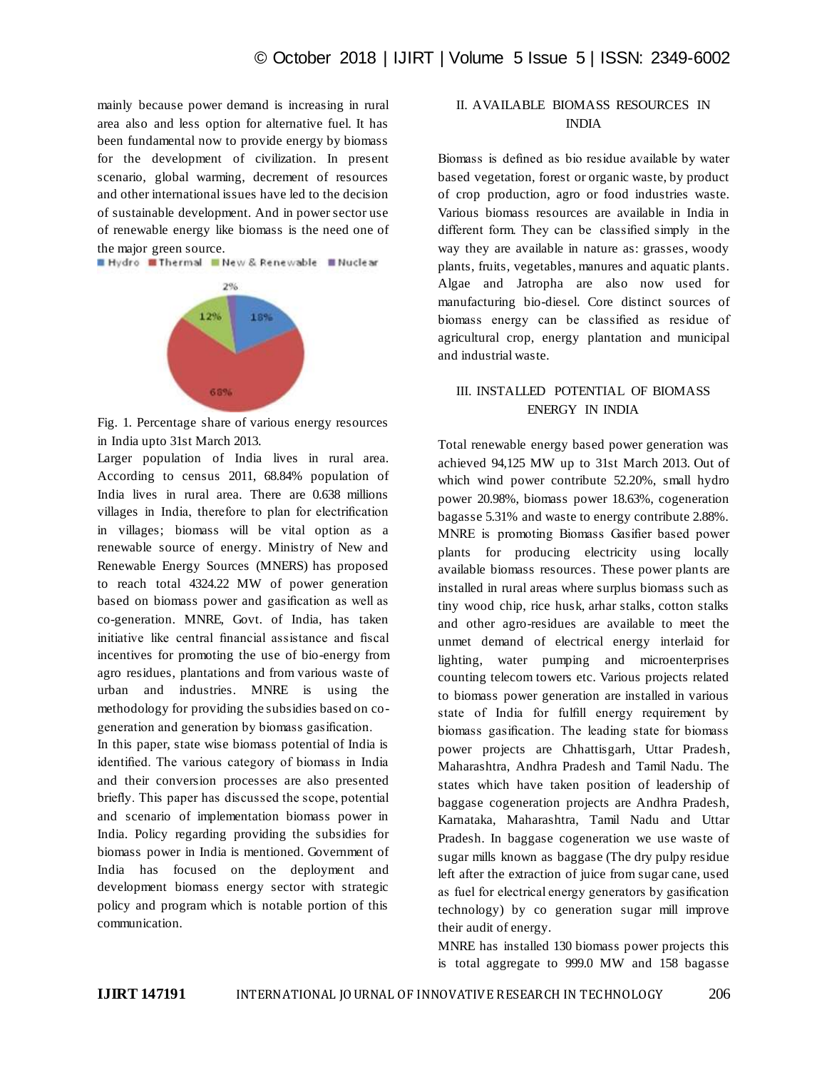mainly because power demand is increasing in rural area also and less option for alternative fuel. It has been fundamental now to provide energy by biomass for the development of civilization. In present scenario, global warming, decrement of resources and other international issues have led to the decision of sustainable development. And in power sector use of renewable energy like biomass is the need one of the major green source.

Hydro Thermal New & Renewable Nuclear

2%

12%

18%

68%

Fig. 1. Percentage share of various energy resources in India upto 31st March 2013.

Larger population of India lives in rural area. According to census 2011, 68.84% population of India lives in rural area. There are 0.638 millions villages in India, therefore to plan for electrification in villages; biomass will be vital option as a renewable source of energy. Ministry of New and Renewable Energy Sources (MNERS) has proposed to reach total 4324.22 MW of power generation based on biomass power and gasification as well as co-generation. MNRE, Govt. of India, has taken initiative like central financial assistance and fiscal incentives for promoting the use of bio-energy from agro residues, plantations and from various waste of urban and industries. MNRE is using the methodology for providing the subsidies based on co-generation and generation by biomass gasification.

In this paper, state wise biomass potential of India is identified. The various category of biomass in India and their conversion processes are also presented briefly. This paper has discussed the scope, potential and scenario of implementation biomass power in India. Policy regarding providing the subsidies for biomass power in India is mentioned. Government of India has focused on the deployment and development biomass energy sector with strategic policy and program which is notable portion of this communication.

## II. AVAILABLE BIOMASS RESOURCES IN INDIA

Biomass is defined as bio residue available by water based vegetation, forest or organic waste, by product of crop production, agro or food industries waste. Various biomass resources are available in India in different form. They can be classified simply in the way they are available in nature as: grasses, woody plants, fruits, vegetables, manures and aquatic plants. Algae and Jatropha are also now used for manufacturing bio-diesel. Core distinct sources of biomass energy can be classified as residue of agricultural crop, energy plantation and municipal and industrial waste.

## III. INSTALLED POTENTIAL OF BIOMASS ENERGY IN INDIA

Total renewable energy based power generation was achieved 94,125 MW up to 31st March 2013. Out of which wind power contribute 52.20%, small hydro power 20.98%, biomass power 18.63%, cogeneration bagasse 5.31% and waste to energy contribute 2.88%. MNRE is promoting Biomass Gasifier based power plants for producing electricity using locally available biomass resources. These power plants are installed in rural areas where surplus biomass such as tiny wood chip, rice husk, arhar stalks, cotton stalks and other agro-residues are available to meet the unmet demand of electrical energy interlaid for lighting, water pumping and microenterprises counting telecom towers etc. Various projects related to biomass power generation are installed in various state of India for fulfill energy requirement by biomass gasification. The leading state for biomass power projects are Chhattisgarh, Uttar Pradesh, Maharashtra, Andhra Pradesh and Tamil Nadu. The states which have taken position of leadership of baggase cogeneration projects are Andhra Pradesh, Karnataka, Maharashtra, Tamil Nadu and Uttar Pradesh. In baggase cogeneration we use waste of sugar mills known as baggase (The dry pulpy residue left after the extraction of juice from sugar cane, used as fuel for electrical energy generators by gasification technology) by co generation sugar mill improve their audit of energy.

MNRE has installed 130 biomass power projects this is total aggregate to 999.0 MW and 158 bagasse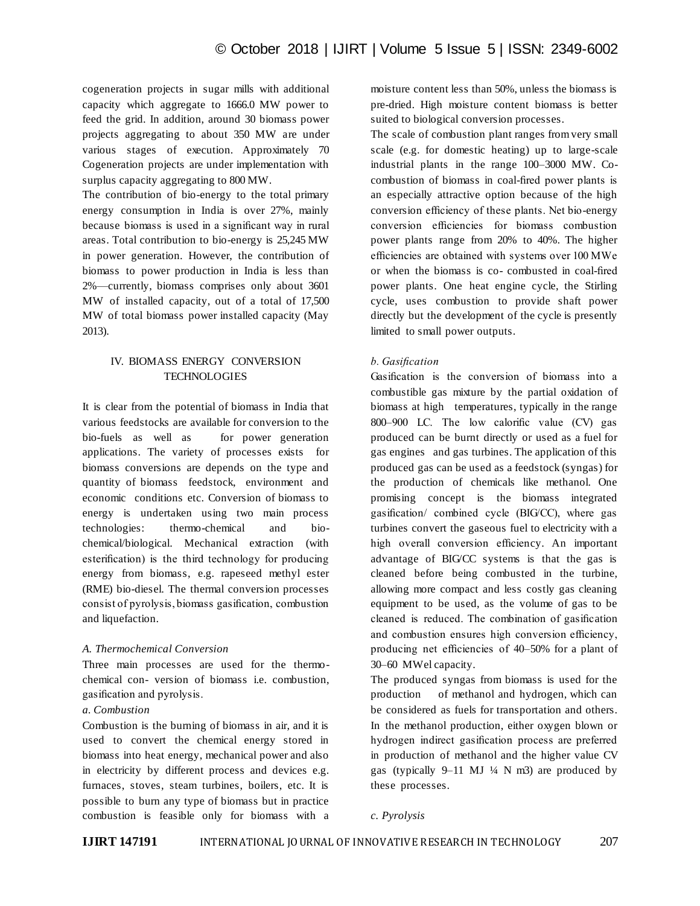cogeneration projects in sugar mills with additional capacity which aggregate to 1666.0 MW power to feed the grid. In addition, around 30 biomass power projects aggregating to about 350 MW are under various stages of execution. Approximately 70 Cogeneration projects are under implementation with surplus capacity aggregating to 800 MW.

The contribution of bio-energy to the total primary energy consumption in India is over 27%, mainly because biomass is used in a significant way in rural areas. Total contribution to bio-energy is 25,245 MW in power generation. However, the contribution of biomass to power production in India is less than 2%—currently, biomass comprises only about 3601 MW of installed capacity, out of a total of 17,500 MW of total biomass power installed capacity (May 2013).

## IV. BIOMASS ENERGY CONVERSION TECHNOLOGIES

It is clear from the potential of biomass in India that various feedstocks are available for conversion to the bio-fuels as well as for power generation applications. The variety of processes exists for biomass conversions are depends on the type and quantity of biomass feedstock, environment and economic conditions etc. Conversion of biomass to energy is undertaken using two main process technologies: thermo-chemical and bio-chemical/biological. Mechanical extraction (with esterification) is the third technology for producing energy from biomass, e.g. rapeseed methyl ester (RME) bio-diesel. The thermal conversion processes consist of pyrolysis, biomass gasification, combustion and liquefaction.

### *A. Thermochemical Conversion*

Three main processes are used for the thermo-chemical con- version of biomass i.e. combustion, gasification and pyrolysis.

#### *a. Combustion*

Combustion is the burning of biomass in air, and it is used to convert the chemical energy stored in biomass into heat energy, mechanical power and also in electricity by different process and devices e.g. furnaces, stoves, steam turbines, boilers, etc. It is possible to burn any type of biomass but in practice combustion is feasible only for biomass with a moisture content less than 50%, unless the biomass is pre-dried. High moisture content biomass is better suited to biological conversion processes.

The scale of combustion plant ranges from very small scale (e.g. for domestic heating) up to large-scale industrial plants in the range 100–3000 MW. Co-combustion of biomass in coal-fired power plants is an especially attractive option because of the high conversion efficiency of these plants. Net bio-energy conversion efficiencies for biomass combustion power plants range from 20% to 40%. The higher efficiencies are obtained with systems over 100 MWe or when the biomass is co- combusted in coal-fired power plants. One heat engine cycle, the Stirling cycle, uses combustion to provide shaft power directly but the development of the cycle is presently limited to small power outputs.

#### *b. Gasification*

Gasification is the conversion of biomass into a combustible gas mixture by the partial oxidation of biomass at high temperatures, typically in the range 800–900 LC. The low calorific value (CV) gas produced can be burnt directly or used as a fuel for gas engines and gas turbines. The application of this produced gas can be used as a feedstock (syngas) for the production of chemicals like methanol. One promising concept is the biomass integrated gasification/ combined cycle (BIG/CC), where gas turbines convert the gaseous fuel to electricity with a high overall conversion efficiency. An important advantage of BIG/CC systems is that the gas is cleaned before being combusted in the turbine, allowing more compact and less costly gas cleaning equipment to be used, as the volume of gas to be cleaned is reduced. The combination of gasification and combustion ensures high conversion efficiency, producing net efficiencies of 40–50% for a plant of 30–60 MWel capacity.

The produced syngas from biomass is used for the production of methanol and hydrogen, which can be considered as fuels for transportation and others. In the methanol production, either oxygen blown or hydrogen indirect gasification process are preferred in production of methanol and the higher value CV gas (typically 9–11 MJ ¼ N m3) are produced by these processes.

#### *c. Pyrolysis*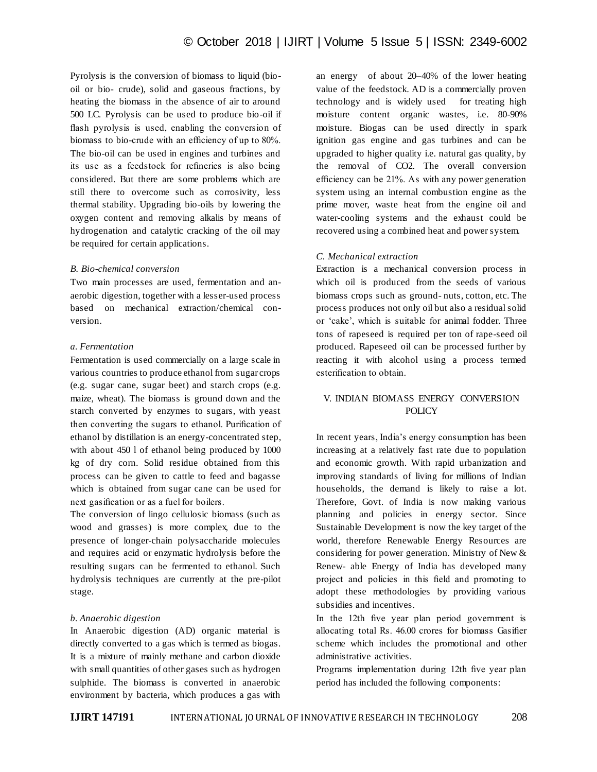Pyrolysis is the conversion of biomass to liquid (bio-oil or bio- crude), solid and gaseous fractions, by heating the biomass in the absence of air to around 500 LC. Pyrolysis can be used to produce bio-oil if flash pyrolysis is used, enabling the conversion of biomass to bio-crude with an efficiency of up to 80%. The bio-oil can be used in engines and turbines and its use as a feedstock for refineries is also being considered. But there are some problems which are still there to overcome such as corrosivity, less thermal stability. Upgrading bio-oils by lowering the oxygen content and removing alkalis by means of hydrogenation and catalytic cracking of the oil may be required for certain applications.

*B. Bio-chemical conversion*

Two main processes are used, fermentation and an-aerobic digestion, together with a lesser-used process based on mechanical extraction/chemical con-version.

*a. Fermentation*

Fermentation is used commercially on a large scale in various countries to produce ethanol from sugar crops (e.g. sugar cane, sugar beet) and starch crops (e.g. maize, wheat). The biomass is ground down and the starch converted by enzymes to sugars, with yeast then converting the sugars to ethanol. Purification of ethanol by distillation is an energy-concentrated step, with about 450 l of ethanol being produced by 1000 kg of dry corn. Solid residue obtained from this process can be given to cattle to feed and bagasse which is obtained from sugar cane can be used for next gasification or as a fuel for boilers.

The conversion of lingo cellulosic biomass (such as wood and grasses) is more complex, due to the presence of longer-chain polysaccharide molecules and requires acid or enzymatic hydrolysis before the resulting sugars can be fermented to ethanol. Such hydrolysis techniques are currently at the pre-pilot stage.

*b. Anaerobic digestion*

In Anaerobic digestion (AD) organic material is directly converted to a gas which is termed as biogas. It is a mixture of mainly methane and carbon dioxide with small quantities of other gases such as hydrogen sulphide. The biomass is converted in anaerobic environment by bacteria, which produces a gas with an energy of about 20–40% of the lower heating value of the feedstock. AD is a commercially proven technology and is widely used for treating high moisture content organic wastes, i.e. 80-90% moisture. Biogas can be used directly in spark ignition gas engine and gas turbines and can be upgraded to higher quality i.e. natural gas quality, by the removal of $CO_2$. The overall conversion efficiency can be 21%. As with any power generation system using an internal combustion engine as the prime mover, waste heat from the engine oil and water-cooling systems and the exhaust could be recovered using a combined heat and power system.

*C. Mechanical extraction*

Extraction is a mechanical conversion process in which oil is produced from the seeds of various biomass crops such as ground- nuts, cotton, etc. The process produces not only oil but also a residual solid or 'cake', which is suitable for animal fodder. Three tons of rapeseed is required per ton of rape-seed oil produced. Rapeseed oil can be processed further by reacting it with alcohol using a process termed esterification to obtain.

## V. INDIAN BIOMASS ENERGY CONVERSION POLICY

In recent years, India's energy consumption has been increasing at a relatively fast rate due to population and economic growth. With rapid urbanization and improving standards of living for millions of Indian households, the demand is likely to raise a lot. Therefore, Govt. of India is now making various planning and policies in energy sector. Since Sustainable Development is now the key target of the world, therefore Renewable Energy Resources are considering for power generation. Ministry of New & Renew- able Energy of India has developed many project and policies in this field and promoting to adopt these methodologies by providing various subsidies and incentives.

In the 12th five year plan period government is allocating total Rs. 46.00 crores for biomass Gasifier scheme which includes the promotional and other administrative activities.

Programs implementation during 12th five year plan period has included the following components: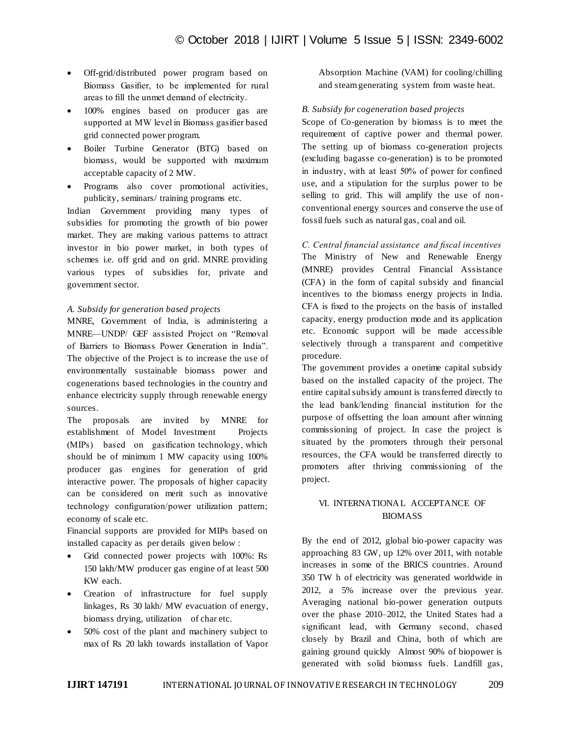- Off-grid/distributed power program based on Biomass Gasifier, to be implemented for rural areas to fill the unmet demand of electricity.
- 100% engines based on producer gas are supported at MW level in Biomass gasifier based grid connected power program.
- Boiler Turbine Generator (BTG) based on biomass, would be supported with maximum acceptable capacity of 2 MW.
- Programs also cover promotional activities, publicity, seminars/ training programs etc.

Indian Government providing many types of subsidies for promoting the growth of bio power market. They are making various patterns to attract investor in bio power market, in both types of schemes i.e. off grid and on grid. MNRE providing various types of subsidies for, private and government sector.

*A. Subsidy for generation based projects*

MNRE, Government of India, is administering a MNRE—UNDP/ GEF assisted Project on "Removal of Barriers to Biomass Power Generation in India". The objective of the Project is to increase the use of environmentally sustainable biomass power and cogenerations based technologies in the country and enhance electricity supply through renewable energy sources.

The proposals are invited by MNRE for establishment of Model Investment Projects (MIPs) based on gasification technology, which should be of minimum 1 MW capacity using 100% producer gas engines for generation of grid interactive power. The proposals of higher capacity can be considered on merit such as innovative technology configuration/power utilization pattern; economy of scale etc.

Financial supports are provided for MIPs based on installed capacity as per details given below :

- Grid connected power projects with 100%: Rs 150 lakh/MW producer gas engine of at least 500 KW each.
- Creation of infrastructure for fuel supply linkages, Rs 30 lakh/ MW evacuation of energy, biomass drying, utilization of char etc.
- 50% cost of the plant and machinery subject to max of Rs 20 lakh towards installation of Vapor Absorption Machine (VAM) for cooling/chilling and steam generating system from waste heat.

*B. Subsidy for cogeneration based projects*

Scope of Co-generation by biomass is to meet the requirement of captive power and thermal power. The setting up of biomass co-generation projects (excluding bagasse co-generation) is to be promoted in industry, with at least 50% of power for confined use, and a stipulation for the surplus power to be selling to grid. This will amplify the use of non-conventional energy sources and conserve the use of fossil fuels such as natural gas, coal and oil.

*C. Central financial assistance and fiscal incentives*

The Ministry of New and Renewable Energy (MNRE) provides Central Financial Assistance (CFA) in the form of capital subsidy and financial incentives to the biomass energy projects in India. CFA is fixed to the projects on the basis of installed capacity, energy production mode and its application etc. Economic support will be made accessible selectively through a transparent and competitive procedure.

The government provides a onetime capital subsidy based on the installed capacity of the project. The entire capital subsidy amount is transferred directly to the lead bank/lending financial institution for the purpose of offsetting the loan amount after winning commissioning of project. In case the project is situated by the promoters through their personal resources, the CFA would be transferred directly to promoters after thriving commissioning of the project.

## VI. INTERNATIONAL ACCEPTANCE OF BIOMASS

By the end of 2012, global bio-power capacity was approaching 83 GW, up 12% over 2011, with notable increases in some of the BRICS countries. Around 350 TW h of electricity was generated worldwide in 2012, a 5% increase over the previous year. Averaging national bio-power generation outputs over the phase 2010–2012, the United States had a significant lead, with Germany second, chased closely by Brazil and China, both of which are gaining ground quickly Almost 90% of biopower is generated with solid biomass fuels. Landfill gas,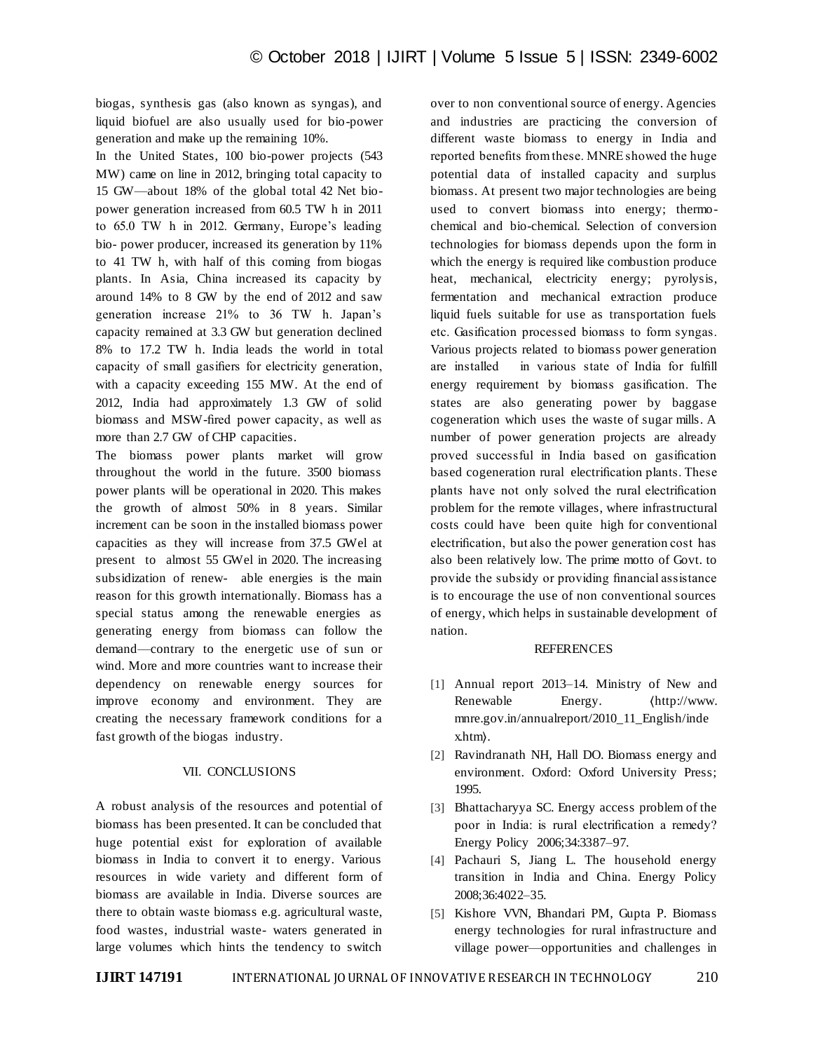biogas, synthesis gas (also known as syngas), and liquid biofuel are also usually used for bio-power generation and make up the remaining 10%.

In the United States, 100 bio-power projects (543 MW) came on line in 2012, bringing total capacity to 15 GW—about 18% of the global total 42 Net bio-power generation increased from 60.5 TW h in 2011 to 65.0 TW h in 2012. Germany, Europe's leading bio- power producer, increased its generation by 11% to 41 TW h, with half of this coming from biogas plants. In Asia, China increased its capacity by around 14% to 8 GW by the end of 2012 and saw generation increase 21% to 36 TW h. Japan's capacity remained at 3.3 GW but generation declined 8% to 17.2 TW h. India leads the world in total capacity of small gasifiers for electricity generation, with a capacity exceeding 155 MW. At the end of 2012, India had approximately 1.3 GW of solid biomass and MSW-fired power capacity, as well as more than 2.7 GW of CHP capacities.

The biomass power plants market will grow throughout the world in the future. 3500 biomass power plants will be operational in 2020. This makes the growth of almost 50% in 8 years. Similar increment can be soon in the installed biomass power capacities as they will increase from 37.5 GWel at present to almost 55 GWel in 2020. The increasing subsidization of renew- able energies is the main reason for this growth internationally. Biomass has a special status among the renewable energies as generating energy from biomass can follow the demand—contrary to the energetic use of sun or wind. More and more countries want to increase their dependency on renewable energy sources for improve economy and environment. They are creating the necessary framework conditions for a fast growth of the biogas industry.

## VII. CONCLUSIONS

A robust analysis of the resources and potential of biomass has been presented. It can be concluded that huge potential exist for exploration of available biomass in India to convert it to energy. Various resources in wide variety and different form of biomass are available in India. Diverse sources are there to obtain waste biomass e.g. agricultural waste, food wastes, industrial waste- waters generated in large volumes which hints the tendency to switch over to non conventional source of energy. Agencies and industries are practicing the conversion of different waste biomass to energy in India and reported benefits from these. MNRE showed the huge potential data of installed capacity and surplus biomass. At present two major technologies are being used to convert biomass into energy; thermo-chemical and bio-chemical. Selection of conversion technologies for biomass depends upon the form in which the energy is required like combustion produce heat, mechanical, electricity energy; pyrolysis, fermentation and mechanical extraction produce liquid fuels suitable for use as transportation fuels etc. Gasification processed biomass to form syngas. Various projects related to biomass power generation are installed in various state of India for fulfill energy requirement by biomass gasification. The states are also generating power by baggase cogeneration which uses the waste of sugar mills. A number of power generation projects are already proved successful in India based on gasification based cogeneration rural electrification plants. These plants have not only solved the rural electrification problem for the remote villages, where infrastructural costs could have been quite high for conventional electrification, but also the power generation cost has also been relatively low. The prime motto of Govt. to provide the subsidy or providing financial assistance is to encourage the use of non conventional sources of energy, which helps in sustainable development of nation.

## REFERENCES

[1] Annual report 2013–14. Ministry of New and Renewable Energy. ⟨http://www.mnre.gov.in/annualreport/2010_11_English/index.htm⟩.

[2] Ravindranath NH, Hall DO. Biomass energy and environment. Oxford: Oxford University Press; 1995.

[3] Bhattacharyya SC. Energy access problem of the poor in India: is rural electrification a remedy? Energy Policy 2006;34:3387–97.

[4] Pachauri S, Jiang L. The household energy transition in India and China. Energy Policy 2008;36:4022–35.

[5] Kishore VVN, Bhandari PM, Gupta P. Biomass energy technologies for rural infrastructure and village power—opportunities and challenges in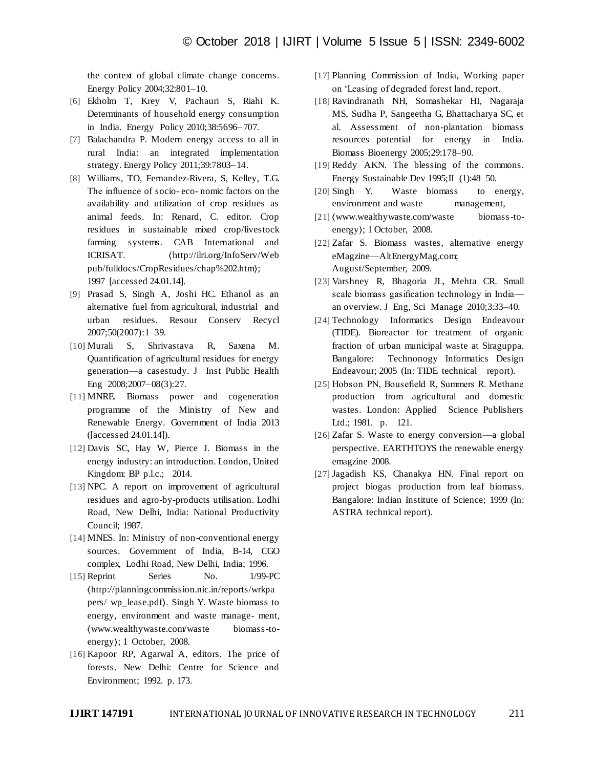the context of global climate change concerns. Energy Policy 2004;32:801–10.

[6] Ekholm T, Krey V, Pachauri S, Riahi K. Determinants of household energy consumption in India. Energy Policy 2010;38:5696–707.

[7] Balachandra P. Modern energy access to all in rural India: an integrated implementation strategy. Energy Policy 2011;39:7803–14.

[8] Williams, TO, Fernandez-Rivera, S, Kelley, T.G. The influence of socio- eco- nomic factors on the availability and utilization of crop residues as animal feeds. In: Renard, C. editor. Crop residues in sustainable mixed crop/livestock farming systems. CAB International and ICRISAT. 〈http://ilri.org/InfoServ/Webpub/fulldocs/CropResidues/chap%202.htm〉; 1997 [accessed 24.01.14].

[9] Prasad S, Singh A, Joshi HC. Ethanol as an alternative fuel from agricultural, industrial and urban residues. Resour Conserv Recycl 2007;50(2007):1–39.

[10] Murali S, Shrivastava R, Saxena M. Quantification of agricultural residues for energy generation—a casestudy. J Inst Public Health Eng 2008;2007–08(3):27.

[11] MNRE. Biomass power and cogeneration programme of the Ministry of New and Renewable Energy. Government of India 2013 ([accessed 24.01.14]).

[12] Davis SC, Hay W, Pierce J. Biomass in the energy industry: an introduction. London, United Kingdom: BP p.l.c.; 2014.

[13] NPC. A report on improvement of agricultural residues and agro-by-products utilisation. Lodhi Road, New Delhi, India: National Productivity Council; 1987.

[14] MNES. In: Ministry of non-conventional energy sources. Government of India, B-14, CGO complex, Lodhi Road, New Delhi, India; 1996.

[15] Reprint Series No. 1/99-PC 〈http://planningcommission.nic.in/reports/wrkpapers/ wp_lease.pdf〉. Singh Y. Waste biomass to energy, environment and waste manage- ment, 〈www.wealthywaste.com/waste biomass-to-energy〉; 1 October, 2008.

[16] Kapoor RP, Agarwal A, editors. The price of forests. New Delhi: Centre for Science and Environment; 1992. p. 173.

[17] Planning Commission of India, Working paper on 'Leasing of degraded forest land, report.

[18] Ravindranath NH, Somashekar HI, Nagaraja MS, Sudha P, Sangeetha G, Bhattacharya SC, et al. Assessment of non-plantation biomass resources potential for energy in India. Biomass Bioenergy 2005;29:178–90.

[19] Reddy AKN. The blessing of the commons. Energy Sustainable Dev 1995;II (1):48–50.

[20] Singh Y. Waste biomass to energy, environment and waste management,

[21] 〈www.wealthywaste.com/waste biomass-to-energy〉; 1 October, 2008.

[22] Zafar S. Biomass wastes, alternative energy eMagzine—AltEnergyMag.com; August/September, 2009.

[23] Varshney R, Bhagoria JL, Mehta CR. Small scale biomass gasification technology in India—an overview. J Eng, Sci Manage 2010;3:33–40.

[24] Technology Informatics Design Endeavour (TIDE). Bioreactor for treatment of organic fraction of urban municipal waste at Siraguppa. Bangalore: Technonogy Informatics Design Endeavour; 2005 (In: TIDE technical report).

[25] Hobson PN, Bousefield R, Summers R. Methane production from agricultural and domestic wastes. London: Applied Science Publishers Ltd.; 1981. p. 121.

[26] Zafar S. Waste to energy conversion—a global perspective. EARTHTOYS the renewable energy emagzine 2008.

[27] Jagadish KS, Chanakya HN. Final report on project biogas production from leaf biomass. Bangalore: Indian Institute of Science; 1999 (In: ASTRA technical report).